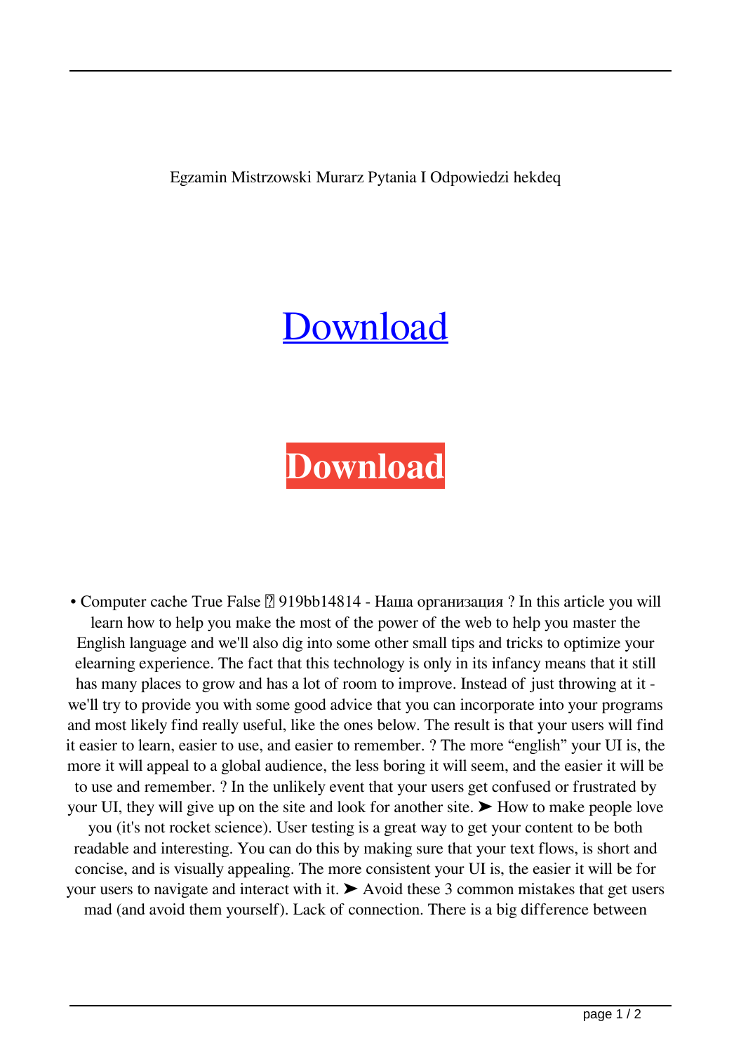Egzamin Mistrzowski Murarz Pytania I Odpowiedzi hekdeq

Download

**Download**

• Computer cache True False ⃞ 919bb14814 - Наша организация ? In this article you will learn how to help you make the most of the power of the web to help you master the English language and we'll also dig into some other small tips and tricks to optimize your elearning experience. The fact that this technology is only in its infancy means that it still has many places to grow and has a lot of room to improve. Instead of just throwing at it - we'll try to provide you with some good advice that you can incorporate into your programs and most likely find really useful, like the ones below. The result is that your users will find it easier to learn, easier to use, and easier to remember. ? The more "english" your UI is, the more it will appeal to a global audience, the less boring it will seem, and the easier it will be to use and remember. ? In the unlikely event that your users get confused or frustrated by your UI, they will give up on the site and look for another site. ➤ How to make people love you (it's not rocket science). User testing is a great way to get your content to be both readable and interesting. You can do this by making sure that your text flows, is short and concise, and is visually appealing. The more consistent your UI is, the easier it will be for your users to navigate and interact with it. ➤ Avoid these 3 common mistakes that get users mad (and avoid them yourself). Lack of connection. There is a big difference between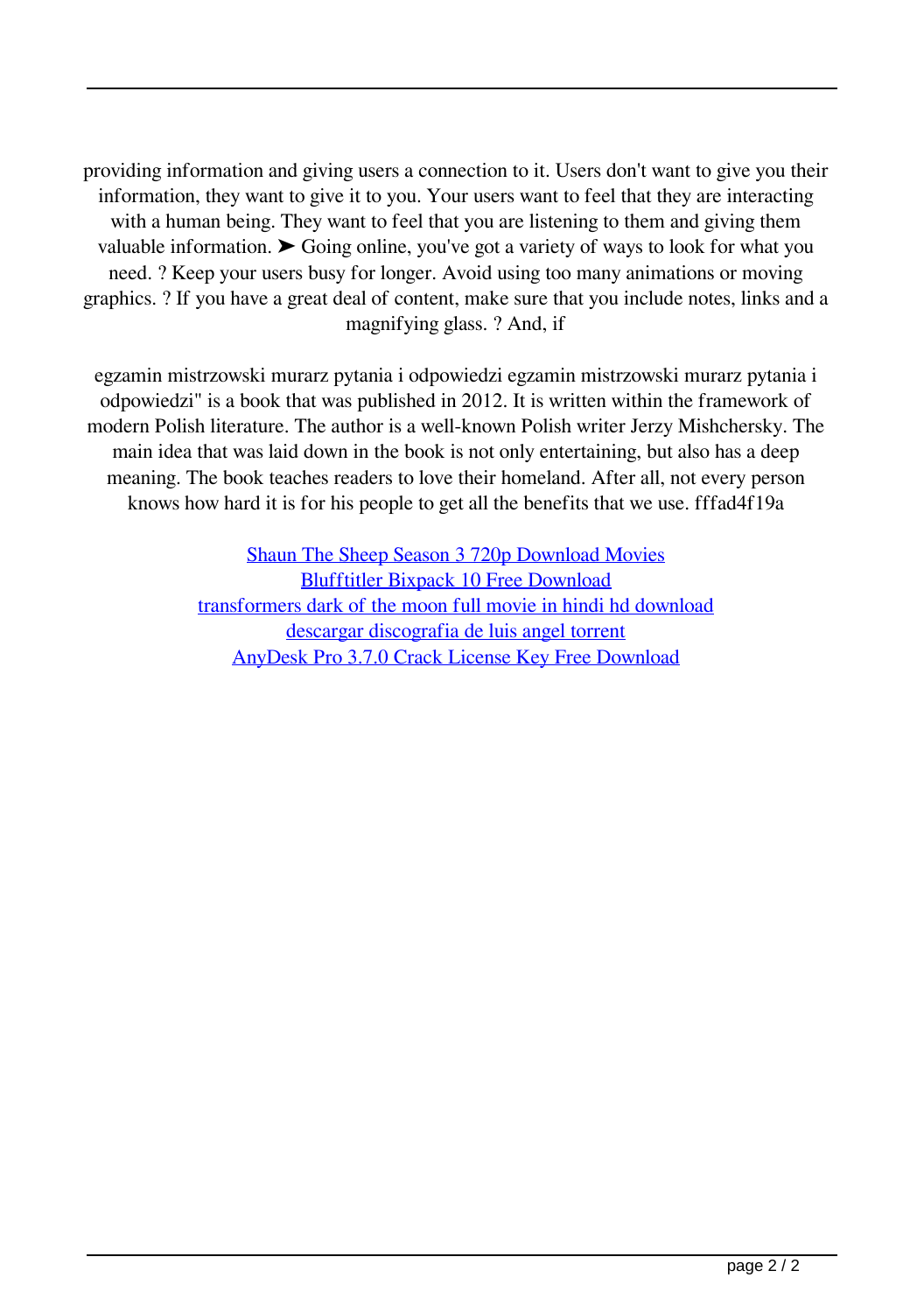providing information and giving users a connection to it. Users don't want to give you their information, they want to give it to you. Your users want to feel that they are interacting with a human being. They want to feel that you are listening to them and giving them valuable information. ➤ Going online, you've got a variety of ways to look for what you need. ? Keep your users busy for longer. Avoid using too many animations or moving graphics. ? If you have a great deal of content, make sure that you include notes, links and a magnifying glass. ? And, if

egzamin mistrzowski murarz pytania i odpowiedzi egzamin mistrzowski murarz pytania i odpowiedzi" is a book that was published in 2012. It is written within the framework of modern Polish literature. The author is a well-known Polish writer Jerzy Mishchersky. The main idea that was laid down in the book is not only entertaining, but also has a deep meaning. The book teaches readers to love their homeland. After all, not every person knows how hard it is for his people to get all the benefits that we use. fffad4f19a

Shaun The Sheep Season 3 720p Download Movies
Blufftitler Bixpack 10 Free Download
transformers dark of the moon full movie in hindi hd download
descargar discografia de luis angel torrent
AnyDesk Pro 3.7.0 Crack License Key Free Download